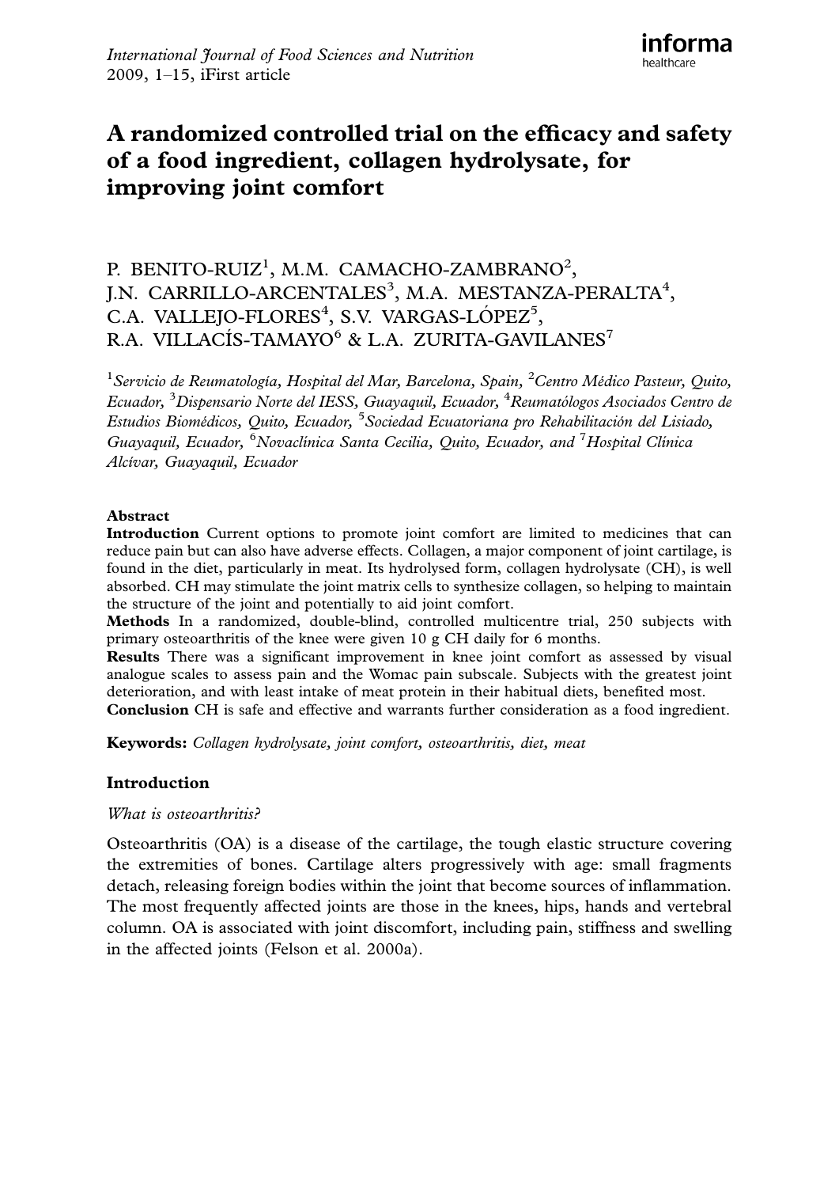# A randomized controlled trial on the efficacy and safety of a food ingredient, collagen hydrolysate, for improving joint comfort

P. BENITO-RUIZ[1], M.M. CAMACHO-ZAMBRANO[2], J.N. CARRILLO-ARCENTALES[3], M.A. MESTANZA-PERALTA[4], C.A. VALLEJO-FLORES[4], S.V. VARGAS-LÓPEZ[5], R.A. VILLACÍS-TAMAYO[6] & L.A. ZURITA-GAVILANES[7]

[1]*Servicio de Reumatología, Hospital del Mar, Barcelona, Spain,* [2]*Centro Médico Pasteur, Quito, Ecuador,* [3]*Dispensario Norte del IESS, Guayaquil, Ecuador,* [4]*Reumatólogos Asociados Centro de Estudios Biomédicos, Quito, Ecuador,* [5]*Sociedad Ecuatoriana pro Rehabilitación del Lisiado, Guayaquil, Ecuador,* [6]*Novaclínica Santa Cecilia, Quito, Ecuador, and* [7]*Hospital Clínica Alcívar, Guayaquil, Ecuador*

## Abstract

**Introduction** Current options to promote joint comfort are limited to medicines that can reduce pain but can also have adverse effects. Collagen, a major component of joint cartilage, is found in the diet, particularly in meat. Its hydrolysed form, collagen hydrolysate (CH), is well absorbed. CH may stimulate the joint matrix cells to synthesize collagen, so helping to maintain the structure of the joint and potentially to aid joint comfort.

**Methods** In a randomized, double-blind, controlled multicentre trial, 250 subjects with primary osteoarthritis of the knee were given 10 g CH daily for 6 months.

**Results** There was a significant improvement in knee joint comfort as assessed by visual analogue scales to assess pain and the Womac pain subscale. Subjects with the greatest joint deterioration, and with least intake of meat protein in their habitual diets, benefited most.

**Conclusion** CH is safe and effective and warrants further consideration as a food ingredient.

**Keywords:** *Collagen hydrolysate, joint comfort, osteoarthritis, diet, meat*

## Introduction

### *What is osteoarthritis?*

Osteoarthritis (OA) is a disease of the cartilage, the tough elastic structure covering the extremities of bones. Cartilage alters progressively with age: small fragments detach, releasing foreign bodies within the joint that become sources of inflammation. The most frequently affected joints are those in the knees, hips, hands and vertebral column. OA is associated with joint discomfort, including pain, stiffness and swelling in the affected joints (Felson et al. 2000a).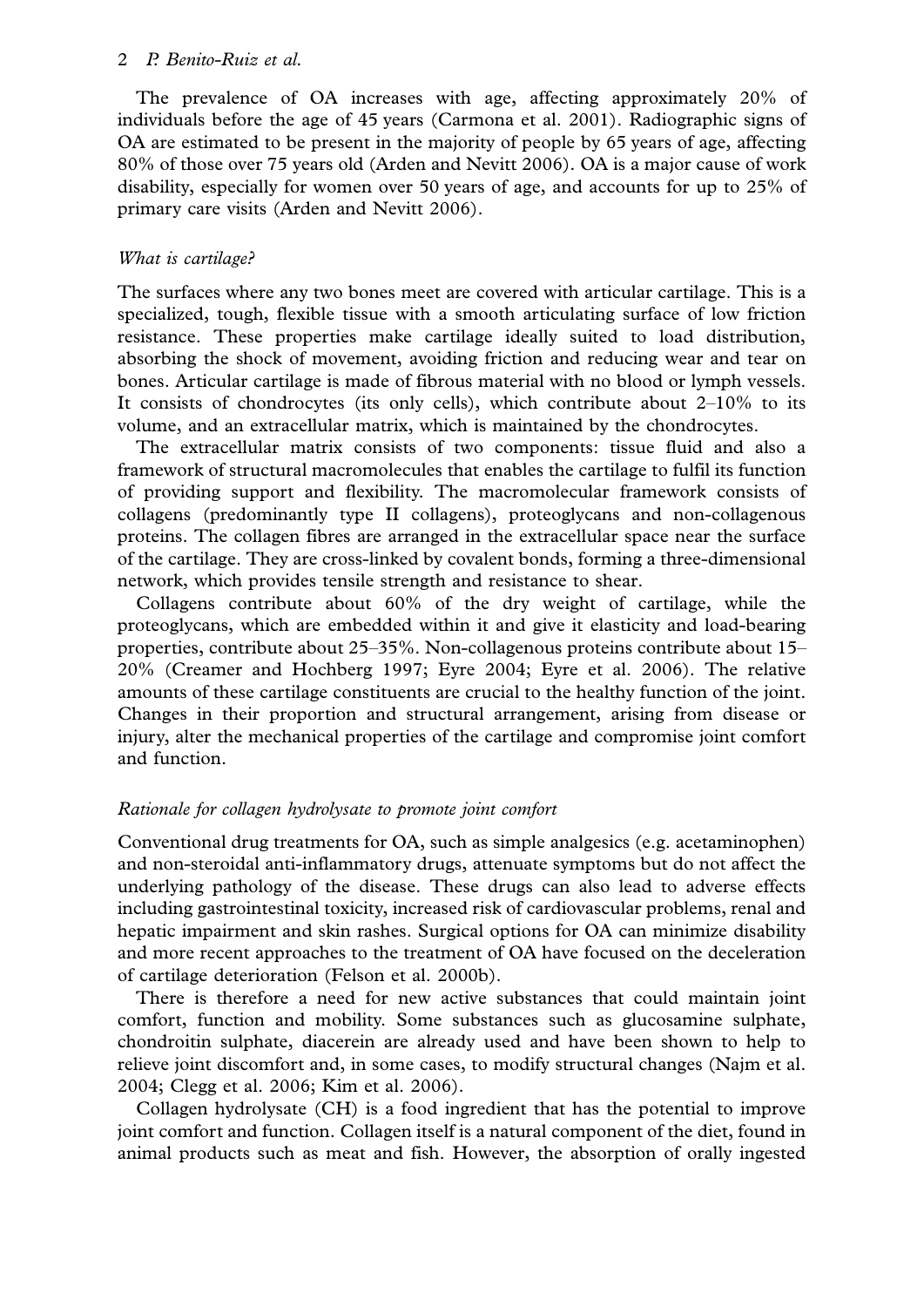The prevalence of OA increases with age, affecting approximately 20% of individuals before the age of 45 years (Carmona et al. 2001). Radiographic signs of OA are estimated to be present in the majority of people by 65 years of age, affecting 80% of those over 75 years old (Arden and Nevitt 2006). OA is a major cause of work disability, especially for women over 50 years of age, and accounts for up to 25% of primary care visits (Arden and Nevitt 2006).

*What is cartilage?*

The surfaces where any two bones meet are covered with articular cartilage. This is a specialized, tough, flexible tissue with a smooth articulating surface of low friction resistance. These properties make cartilage ideally suited to load distribution, absorbing the shock of movement, avoiding friction and reducing wear and tear on bones. Articular cartilage is made of fibrous material with no blood or lymph vessels. It consists of chondrocytes (its only cells), which contribute about 2–10% to its volume, and an extracellular matrix, which is maintained by the chondrocytes.

The extracellular matrix consists of two components: tissue fluid and also a framework of structural macromolecules that enables the cartilage to fulfil its function of providing support and flexibility. The macromolecular framework consists of collagens (predominantly type II collagens), proteoglycans and non-collagenous proteins. The collagen fibres are arranged in the extracellular space near the surface of the cartilage. They are cross-linked by covalent bonds, forming a three-dimensional network, which provides tensile strength and resistance to shear.

Collagens contribute about 60% of the dry weight of cartilage, while the proteoglycans, which are embedded within it and give it elasticity and load-bearing properties, contribute about 25–35%. Non-collagenous proteins contribute about 15–20% (Creamer and Hochberg 1997; Eyre 2004; Eyre et al. 2006). The relative amounts of these cartilage constituents are crucial to the healthy function of the joint. Changes in their proportion and structural arrangement, arising from disease or injury, alter the mechanical properties of the cartilage and compromise joint comfort and function.

*Rationale for collagen hydrolysate to promote joint comfort*

Conventional drug treatments for OA, such as simple analgesics (e.g. acetaminophen) and non-steroidal anti-inflammatory drugs, attenuate symptoms but do not affect the underlying pathology of the disease. These drugs can also lead to adverse effects including gastrointestinal toxicity, increased risk of cardiovascular problems, renal and hepatic impairment and skin rashes. Surgical options for OA can minimize disability and more recent approaches to the treatment of OA have focused on the deceleration of cartilage deterioration (Felson et al. 2000b).

There is therefore a need for new active substances that could maintain joint comfort, function and mobility. Some substances such as glucosamine sulphate, chondroitin sulphate, diacerein are already used and have been shown to help to relieve joint discomfort and, in some cases, to modify structural changes (Najm et al. 2004; Clegg et al. 2006; Kim et al. 2006).

Collagen hydrolysate (CH) is a food ingredient that has the potential to improve joint comfort and function. Collagen itself is a natural component of the diet, found in animal products such as meat and fish. However, the absorption of orally ingested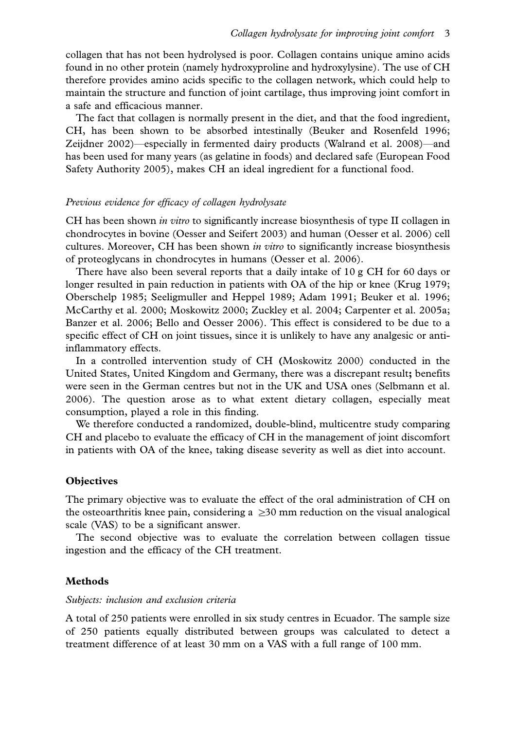collagen that has not been hydrolysed is poor. Collagen contains unique amino acids found in no other protein (namely hydroxyproline and hydroxylysine). The use of CH therefore provides amino acids specific to the collagen network, which could help to maintain the structure and function of joint cartilage, thus improving joint comfort in a safe and efficacious manner.

The fact that collagen is normally present in the diet, and that the food ingredient, CH, has been shown to be absorbed intestinally (Beuker and Rosenfeld 1996; Zeijdner 2002)—especially in fermented dairy products (Walrand et al. 2008)—and has been used for many years (as gelatine in foods) and declared safe (European Food Safety Authority 2005), makes CH an ideal ingredient for a functional food.

### *Previous evidence for efficacy of collagen hydrolysate*

CH has been shown *in vitro* to significantly increase biosynthesis of type II collagen in chondrocytes in bovine (Oesser and Seifert 2003) and human (Oesser et al. 2006) cell cultures. Moreover, CH has been shown *in vitro* to significantly increase biosynthesis of proteoglycans in chondrocytes in humans (Oesser et al. 2006).

There have also been several reports that a daily intake of 10 g CH for 60 days or longer resulted in pain reduction in patients with OA of the hip or knee (Krug 1979; Oberschelp 1985; Seeligmuller and Heppel 1989; Adam 1991; Beuker et al. 1996; McCarthy et al. 2000; Moskowitz 2000; Zuckley et al. 2004; Carpenter et al. 2005a; Banzer et al. 2006; Bello and Oesser 2006). This effect is considered to be due to a specific effect of CH on joint tissues, since it is unlikely to have any analgesic or anti-inflammatory effects.

In a controlled intervention study of CH (Moskowitz 2000) conducted in the United States, United Kingdom and Germany, there was a discrepant result; benefits were seen in the German centres but not in the UK and USA ones (Selbmann et al. 2006). The question arose as to what extent dietary collagen, especially meat consumption, played a role in this finding.

We therefore conducted a randomized, double-blind, multicentre study comparing CH and placebo to evaluate the efficacy of CH in the management of joint discomfort in patients with OA of the knee, taking disease severity as well as diet into account.

## Objectives

The primary objective was to evaluate the effect of the oral administration of CH on the osteoarthritis knee pain, considering a $\geq$30 mm reduction on the visual analogical scale (VAS) to be a significant answer.

The second objective was to evaluate the correlation between collagen tissue ingestion and the efficacy of the CH treatment.

## Methods

### *Subjects: inclusion and exclusion criteria*

A total of 250 patients were enrolled in six study centres in Ecuador. The sample size of 250 patients equally distributed between groups was calculated to detect a treatment difference of at least 30 mm on a VAS with a full range of 100 mm.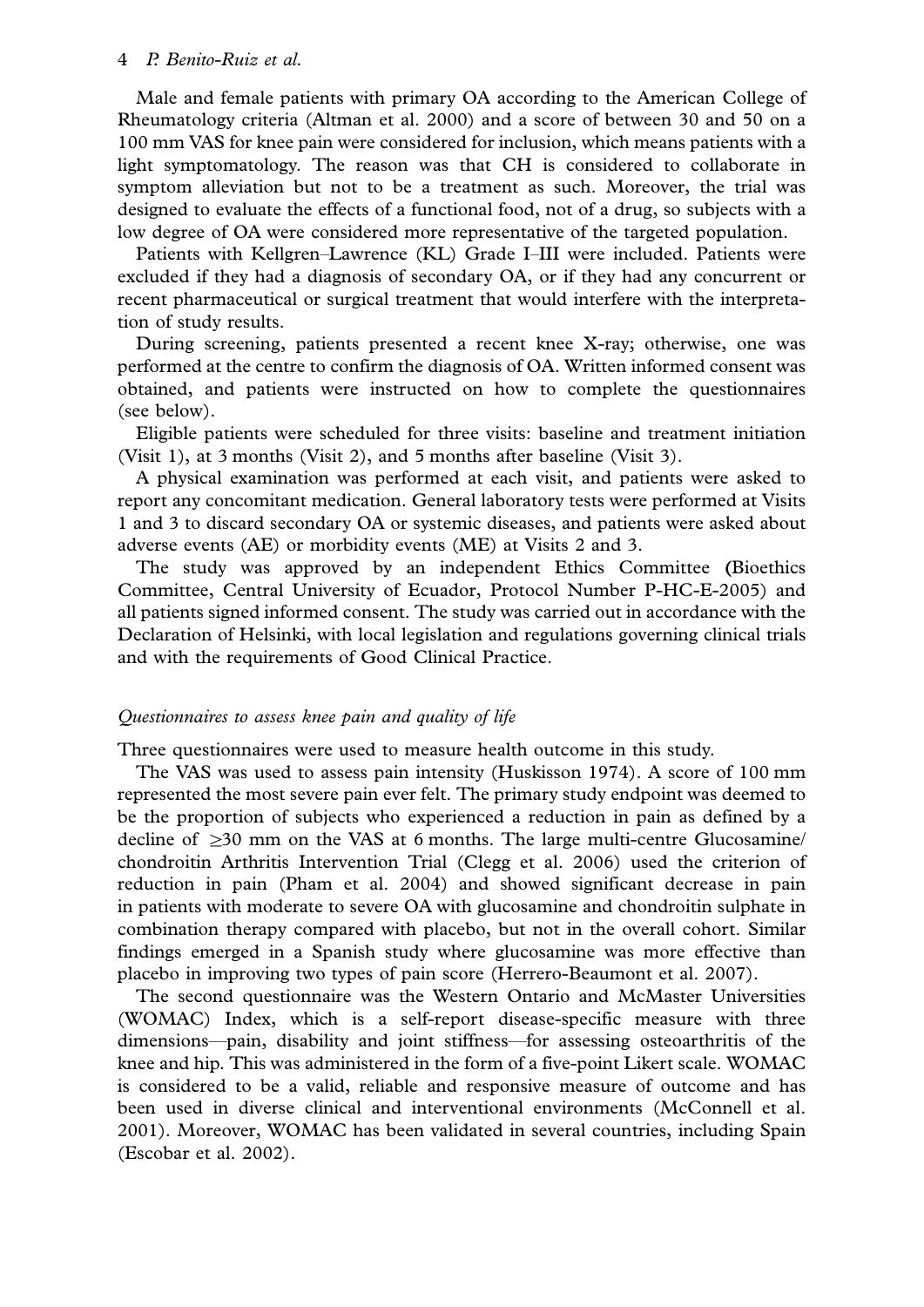Male and female patients with primary OA according to the American College of Rheumatology criteria (Altman et al. 2000) and a score of between 30 and 50 on a 100 mm VAS for knee pain were considered for inclusion, which means patients with a light symptomatology. The reason was that CH is considered to collaborate in symptom alleviation but not to be a treatment as such. Moreover, the trial was designed to evaluate the effects of a functional food, not of a drug, so subjects with a low degree of OA were considered more representative of the targeted population.

Patients with Kellgren–Lawrence (KL) Grade I–III were included. Patients were excluded if they had a diagnosis of secondary OA, or if they had any concurrent or recent pharmaceutical or surgical treatment that would interfere with the interpretation of study results.

During screening, patients presented a recent knee X-ray; otherwise, one was performed at the centre to confirm the diagnosis of OA. Written informed consent was obtained, and patients were instructed on how to complete the questionnaires (see below).

Eligible patients were scheduled for three visits: baseline and treatment initiation (Visit 1), at 3 months (Visit 2), and 5 months after baseline (Visit 3).

A physical examination was performed at each visit, and patients were asked to report any concomitant medication. General laboratory tests were performed at Visits 1 and 3 to discard secondary OA or systemic diseases, and patients were asked about adverse events (AE) or morbidity events (ME) at Visits 2 and 3.

The study was approved by an independent Ethics Committee (Bioethics Committee, Central University of Ecuador, Protocol Number P-HC-E-2005) and all patients signed informed consent. The study was carried out in accordance with the Declaration of Helsinki, with local legislation and regulations governing clinical trials and with the requirements of Good Clinical Practice.

### *Questionnaires to assess knee pain and quality of life*

Three questionnaires were used to measure health outcome in this study.

The VAS was used to assess pain intensity (Huskisson 1974). A score of 100 mm represented the most severe pain ever felt. The primary study endpoint was deemed to be the proportion of subjects who experienced a reduction in pain as defined by a decline of $\geq$30 mm on the VAS at 6 months. The large multi-centre Glucosamine/chondroitin Arthritis Intervention Trial (Clegg et al. 2006) used the criterion of reduction in pain (Pham et al. 2004) and showed significant decrease in pain in patients with moderate to severe OA with glucosamine and chondroitin sulphate in combination therapy compared with placebo, but not in the overall cohort. Similar findings emerged in a Spanish study where glucosamine was more effective than placebo in improving two types of pain score (Herrero-Beaumont et al. 2007).

The second questionnaire was the Western Ontario and McMaster Universities (WOMAC) Index, which is a self-report disease-specific measure with three dimensions—pain, disability and joint stiffness—for assessing osteoarthritis of the knee and hip. This was administered in the form of a five-point Likert scale. WOMAC is considered to be a valid, reliable and responsive measure of outcome and has been used in diverse clinical and interventional environments (McConnell et al. 2001). Moreover, WOMAC has been validated in several countries, including Spain (Escobar et al. 2002).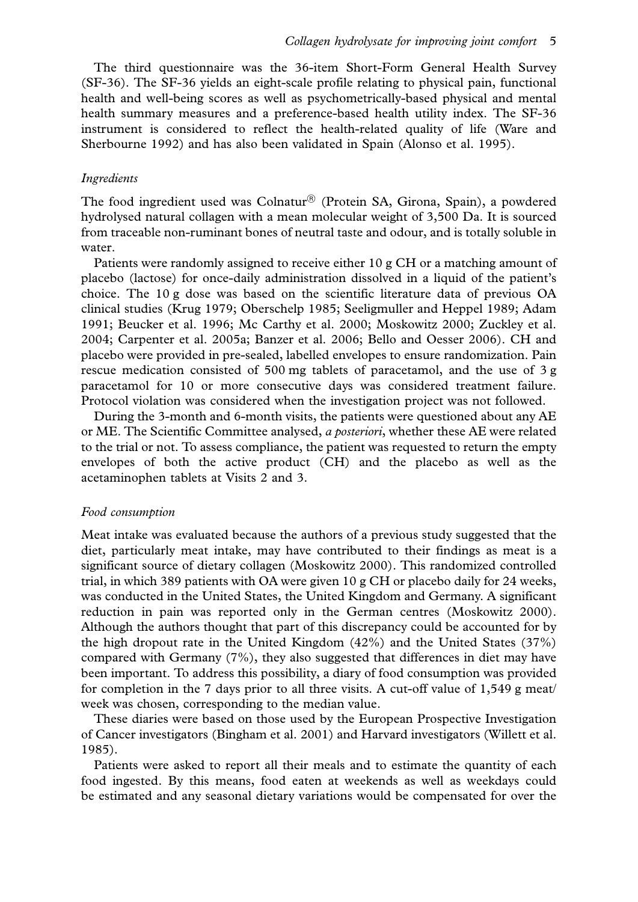The third questionnaire was the 36-item Short-Form General Health Survey (SF-36). The SF-36 yields an eight-scale profile relating to physical pain, functional health and well-being scores as well as psychometrically-based physical and mental health summary measures and a preference-based health utility index. The SF-36 instrument is considered to reflect the health-related quality of life (Ware and Sherbourne 1992) and has also been validated in Spain (Alonso et al. 1995).

### *Ingredients*

The food ingredient used was Colnatur® (Protein SA, Girona, Spain), a powdered hydrolysed natural collagen with a mean molecular weight of 3,500 Da. It is sourced from traceable non-ruminant bones of neutral taste and odour, and is totally soluble in water.

Patients were randomly assigned to receive either 10 g CH or a matching amount of placebo (lactose) for once-daily administration dissolved in a liquid of the patient's choice. The 10 g dose was based on the scientific literature data of previous OA clinical studies (Krug 1979; Oberschelp 1985; Seeligmuller and Heppel 1989; Adam 1991; Beucker et al. 1996; Mc Carthy et al. 2000; Moskowitz 2000; Zuckley et al. 2004; Carpenter et al. 2005a; Banzer et al. 2006; Bello and Oesser 2006). CH and placebo were provided in pre-sealed, labelled envelopes to ensure randomization. Pain rescue medication consisted of 500 mg tablets of paracetamol, and the use of 3 g paracetamol for 10 or more consecutive days was considered treatment failure. Protocol violation was considered when the investigation project was not followed.

During the 3-month and 6-month visits, the patients were questioned about any AE or ME. The Scientific Committee analysed, *a posteriori*, whether these AE were related to the trial or not. To assess compliance, the patient was requested to return the empty envelopes of both the active product (CH) and the placebo as well as the acetaminophen tablets at Visits 2 and 3.

### *Food consumption*

Meat intake was evaluated because the authors of a previous study suggested that the diet, particularly meat intake, may have contributed to their findings as meat is a significant source of dietary collagen (Moskowitz 2000). This randomized controlled trial, in which 389 patients with OA were given 10 g CH or placebo daily for 24 weeks, was conducted in the United States, the United Kingdom and Germany. A significant reduction in pain was reported only in the German centres (Moskowitz 2000). Although the authors thought that part of this discrepancy could be accounted for by the high dropout rate in the United Kingdom (42%) and the United States (37%) compared with Germany (7%), they also suggested that differences in diet may have been important. To address this possibility, a diary of food consumption was provided for completion in the 7 days prior to all three visits. A cut-off value of 1,549 g meat/week was chosen, corresponding to the median value.

These diaries were based on those used by the European Prospective Investigation of Cancer investigators (Bingham et al. 2001) and Harvard investigators (Willett et al. 1985).

Patients were asked to report all their meals and to estimate the quantity of each food ingested. By this means, food eaten at weekends as well as weekdays could be estimated and any seasonal dietary variations would be compensated for over the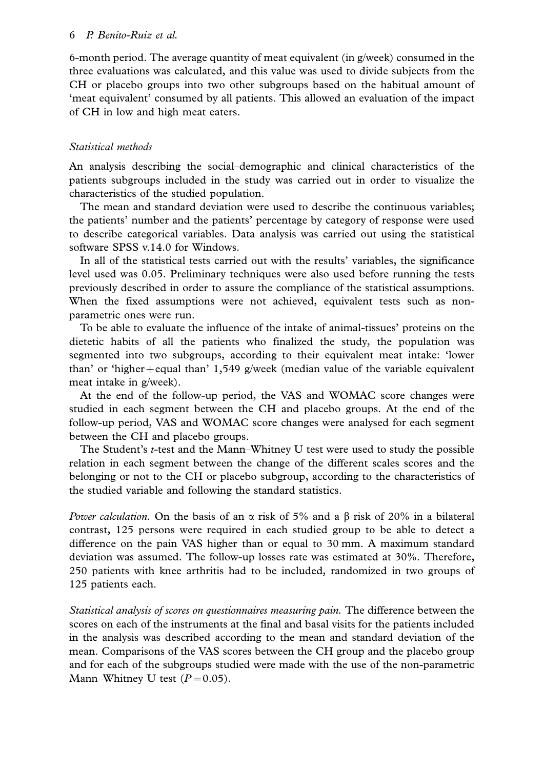6-month period. The average quantity of meat equivalent (in g/week) consumed in the three evaluations was calculated, and this value was used to divide subjects from the CH or placebo groups into two other subgroups based on the habitual amount of 'meat equivalent' consumed by all patients. This allowed an evaluation of the impact of CH in low and high meat eaters.

### *Statistical methods*

An analysis describing the social–demographic and clinical characteristics of the patients subgroups included in the study was carried out in order to visualize the characteristics of the studied population.

The mean and standard deviation were used to describe the continuous variables; the patients' number and the patients' percentage by category of response were used to describe categorical variables. Data analysis was carried out using the statistical software SPSS v.14.0 for Windows.

In all of the statistical tests carried out with the results' variables, the significance level used was 0.05. Preliminary techniques were also used before running the tests previously described in order to assure the compliance of the statistical assumptions. When the fixed assumptions were not achieved, equivalent tests such as non-parametric ones were run.

To be able to evaluate the influence of the intake of animal-tissues' proteins on the dietetic habits of all the patients who finalized the study, the population was segmented into two subgroups, according to their equivalent meat intake: 'lower than' or 'higher + equal than' 1,549 g/week (median value of the variable equivalent meat intake in g/week).

At the end of the follow-up period, the VAS and WOMAC score changes were studied in each segment between the CH and placebo groups. At the end of the follow-up period, VAS and WOMAC score changes were analysed for each segment between the CH and placebo groups.

The Student's *t*-test and the Mann–Whitney U test were used to study the possible relation in each segment between the change of the different scales scores and the belonging or not to the CH or placebo subgroup, according to the characteristics of the studied variable and following the standard statistics.

*Power calculation.* On the basis of an $\alpha$ risk of 5% and a $\beta$ risk of 20% in a bilateral contrast, 125 persons were required in each studied group to be able to detect a difference on the pain VAS higher than or equal to 30 mm. A maximum standard deviation was assumed. The follow-up losses rate was estimated at 30%. Therefore, 250 patients with knee arthritis had to be included, randomized in two groups of 125 patients each.

*Statistical analysis of scores on questionnaires measuring pain.* The difference between the scores on each of the instruments at the final and basal visits for the patients included in the analysis was described according to the mean and standard deviation of the mean. Comparisons of the VAS scores between the CH group and the placebo group and for each of the subgroups studied were made with the use of the non-parametric Mann–Whitney U test ($P = 0.05$).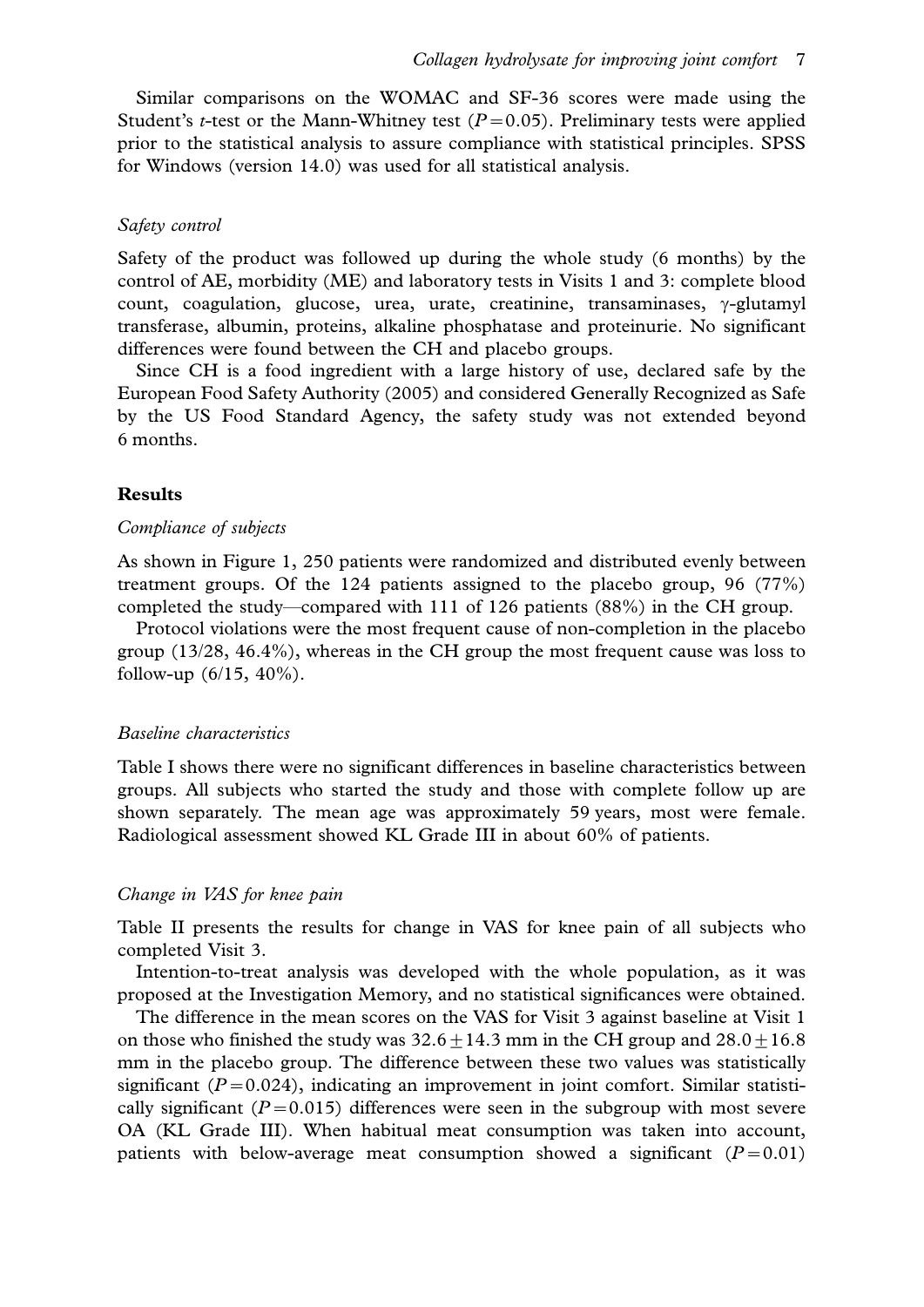Similar comparisons on the WOMAC and SF-36 scores were made using the Student's $t$-test or the Mann-Whitney test ($P = 0.05$). Preliminary tests were applied prior to the statistical analysis to assure compliance with statistical principles. SPSS for Windows (version 14.0) was used for all statistical analysis.

### *Safety control*

Safety of the product was followed up during the whole study (6 months) by the control of AE, morbidity (ME) and laboratory tests in Visits 1 and 3: complete blood count, coagulation, glucose, urea, urate, creatinine, transaminases, $\gamma$-glutamyl transferase, albumin, proteins, alkaline phosphatase and proteinurie. No significant differences were found between the CH and placebo groups.

Since CH is a food ingredient with a large history of use, declared safe by the European Food Safety Authority (2005) and considered Generally Recognized as Safe by the US Food Standard Agency, the safety study was not extended beyond 6 months.

## Results

### *Compliance of subjects*

As shown in Figure 1, 250 patients were randomized and distributed evenly between treatment groups. Of the 124 patients assigned to the placebo group, 96 (77%) completed the study—compared with 111 of 126 patients (88%) in the CH group.

Protocol violations were the most frequent cause of non-completion in the placebo group (13/28, 46.4%), whereas in the CH group the most frequent cause was loss to follow-up (6/15, 40%).

### *Baseline characteristics*

Table I shows there were no significant differences in baseline characteristics between groups. All subjects who started the study and those with complete follow up are shown separately. The mean age was approximately 59 years, most were female. Radiological assessment showed KL Grade III in about 60% of patients.

### *Change in VAS for knee pain*

Table II presents the results for change in VAS for knee pain of all subjects who completed Visit 3.

Intention-to-treat analysis was developed with the whole population, as it was proposed at the Investigation Memory, and no statistical significances were obtained.

The difference in the mean scores on the VAS for Visit 3 against baseline at Visit 1 on those who finished the study was $32.6 \pm 14.3$ mm in the CH group and $28.0 \pm 16.8$ mm in the placebo group. The difference between these two values was statistically significant ($P = 0.024$), indicating an improvement in joint comfort. Similar statistically significant ($P = 0.015$) differences were seen in the subgroup with most severe OA (KL Grade III). When habitual meat consumption was taken into account, patients with below-average meat consumption showed a significant ($P = 0.01$)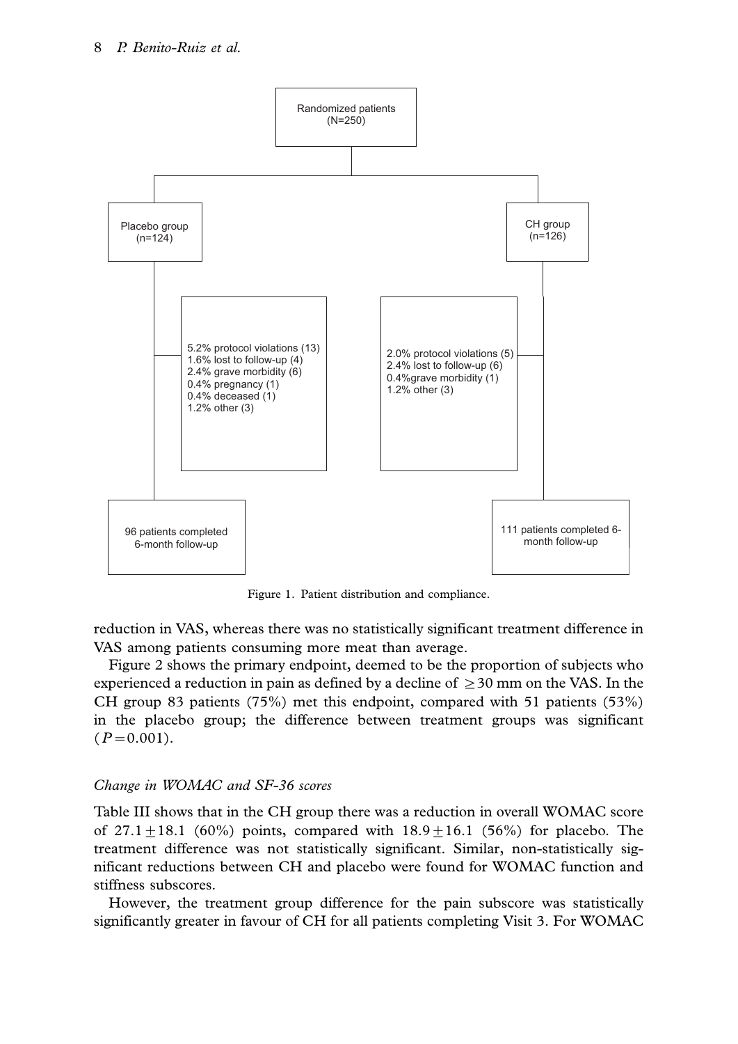Randomized patients (N=250)

Placebo group (n=124)

- 5.2% protocol violations (13)
- 1.6% lost to follow-up (4)
- 2.4% grave morbidity (6)
- 0.4% pregnancy (1)
- 0.4% deceased (1)
- 1.2% other (3)

96 patients completed 6-month follow-up

CH group (n=126)

- 2.0% protocol violations (5)
- 2.4% lost to follow-up (6)
- 0.4%grave morbidity (1)
- 1.2% other (3)

111 patients completed 6-month follow-up

Figure 1. Patient distribution and compliance.

reduction in VAS, whereas there was no statistically significant treatment difference in VAS among patients consuming more meat than average.

Figure 2 shows the primary endpoint, deemed to be the proportion of subjects who experienced a reduction in pain as defined by a decline of $\geq 30$ mm on the VAS. In the CH group 83 patients (75%) met this endpoint, compared with 51 patients (53%) in the placebo group; the difference between treatment groups was significant ($P = 0.001$).

### *Change in WOMAC and SF-36 scores*

Table III shows that in the CH group there was a reduction in overall WOMAC score of $27.1 \pm 18.1$ (60%) points, compared with $18.9 \pm 16.1$ (56%) for placebo. The treatment difference was not statistically significant. Similar, non-statistically significant reductions between CH and placebo were found for WOMAC function and stiffness subscores.

However, the treatment group difference for the pain subscore was statistically significantly greater in favour of CH for all patients completing Visit 3. For WOMAC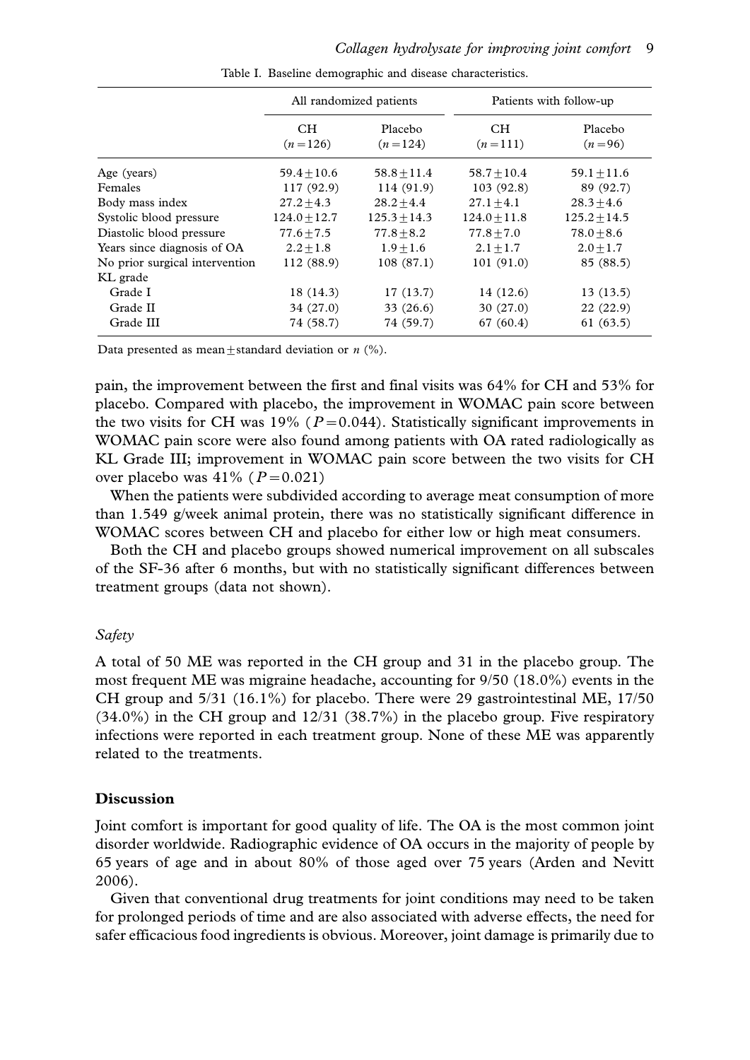Table I. Baseline demographic and disease characteristics.

| | All randomized patients | | Patients with follow-up | |
|---|---|---|---|---|
| | CH ($n=126$) | Placebo ($n=124$) | CH ($n=111$) | Placebo ($n=96$) |
| Age (years) | 59.4 ± 10.6 | 58.8 ± 11.4 | 58.7 ± 10.4 | 59.1 ± 11.6 |
| Females | 117 (92.9) | 114 (91.9) | 103 (92.8) | 89 (92.7) |
| Body mass index | 27.2 ± 4.3 | 28.2 ± 4.4 | 27.1 ± 4.1 | 28.3 ± 4.6 |
| Systolic blood pressure | 124.0 ± 12.7 | 125.3 ± 14.3 | 124.0 ± 11.8 | 125.2 ± 14.5 |
| Diastolic blood pressure | 77.6 ± 7.5 | 77.8 ± 8.2 | 77.8 ± 7.0 | 78.0 ± 8.6 |
| Years since diagnosis of OA | 2.2 ± 1.8 | 1.9 ± 1.6 | 2.1 ± 1.7 | 2.0 ± 1.7 |
| No prior surgical intervention | 112 (88.9) | 108 (87.1) | 101 (91.0) | 85 (88.5) |
| KL grade | | | | |
| Grade I | 18 (14.3) | 17 (13.7) | 14 (12.6) | 13 (13.5) |
| Grade II | 34 (27.0) | 33 (26.6) | 30 (27.0) | 22 (22.9) |
| Grade III | 74 (58.7) | 74 (59.7) | 67 (60.4) | 61 (63.5) |

Data presented as mean ± standard deviation or *n* (%).

pain, the improvement between the first and final visits was 64% for CH and 53% for placebo. Compared with placebo, the improvement in WOMAC pain score between the two visits for CH was 19% ($P=0.044$). Statistically significant improvements in WOMAC pain score were also found among patients with OA rated radiologically as KL Grade III; improvement in WOMAC pain score between the two visits for CH over placebo was 41% ($P=0.021$)

When the patients were subdivided according to average meat consumption of more than 1.549 g/week animal protein, there was no statistically significant difference in WOMAC scores between CH and placebo for either low or high meat consumers.

Both the CH and placebo groups showed numerical improvement on all subscales of the SF-36 after 6 months, but with no statistically significant differences between treatment groups (data not shown).

### *Safety*

A total of 50 ME was reported in the CH group and 31 in the placebo group. The most frequent ME was migraine headache, accounting for 9/50 (18.0%) events in the CH group and 5/31 (16.1%) for placebo. There were 29 gastrointestinal ME, 17/50 (34.0%) in the CH group and 12/31 (38.7%) in the placebo group. Five respiratory infections were reported in each treatment group. None of these ME was apparently related to the treatments.

## Discussion

Joint comfort is important for good quality of life. The OA is the most common joint disorder worldwide. Radiographic evidence of OA occurs in the majority of people by 65 years of age and in about 80% of those aged over 75 years (Arden and Nevitt 2006).

Given that conventional drug treatments for joint conditions may need to be taken for prolonged periods of time and are also associated with adverse effects, the need for safer efficacious food ingredients is obvious. Moreover, joint damage is primarily due to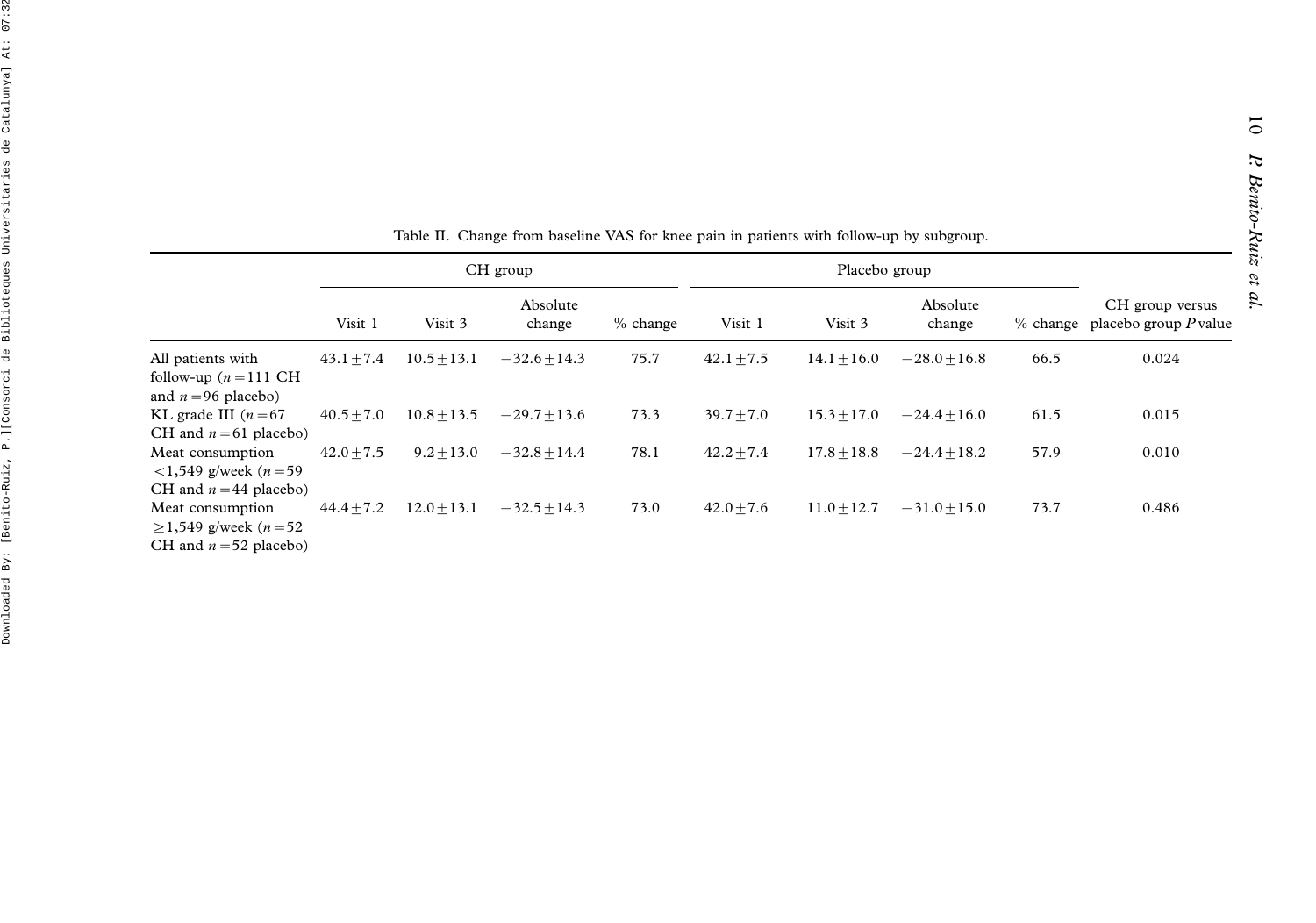Table II. Change from baseline VAS for knee pain in patients with follow-up by subgroup.

| | CH group | | | | Placebo group | | | | |
|---|---|---|---|---|---|---|---|---|---|
| | Visit 1 | Visit 3 | Absolute change | % change | Visit 1 | Visit 3 | Absolute change | % change | CH group versus placebo group *P* value |
| All patients with follow-up (*n* = 111 CH and *n* = 96 placebo) | 43.1 ± 7.4 | 10.5 ± 13.1 | −32.6 ± 14.3 | 75.7 | 42.1 ± 7.5 | 14.1 ± 16.0 | −28.0 ± 16.8 | 66.5 | 0.024 |
| KL grade III (*n* = 67 CH and *n* = 61 placebo) | 40.5 ± 7.0 | 10.8 ± 13.5 | −29.7 ± 13.6 | 73.3 | 39.7 ± 7.0 | 15.3 ± 17.0 | −24.4 ± 16.0 | 61.5 | 0.015 |
| Meat consumption <1,549 g/week (*n* = 59 CH and *n* = 44 placebo) | 42.0 ± 7.5 | 9.2 ± 13.0 | −32.8 ± 14.4 | 78.1 | 42.2 ± 7.4 | 17.8 ± 18.8 | −24.4 ± 18.2 | 57.9 | 0.010 |
| Meat consumption ≥1,549 g/week (*n* = 52 CH and *n* = 52 placebo) | 44.4 ± 7.2 | 12.0 ± 13.1 | −32.5 ± 14.3 | 73.0 | 42.0 ± 7.6 | 11.0 ± 12.7 | −31.0 ± 15.0 | 73.7 | 0.486 |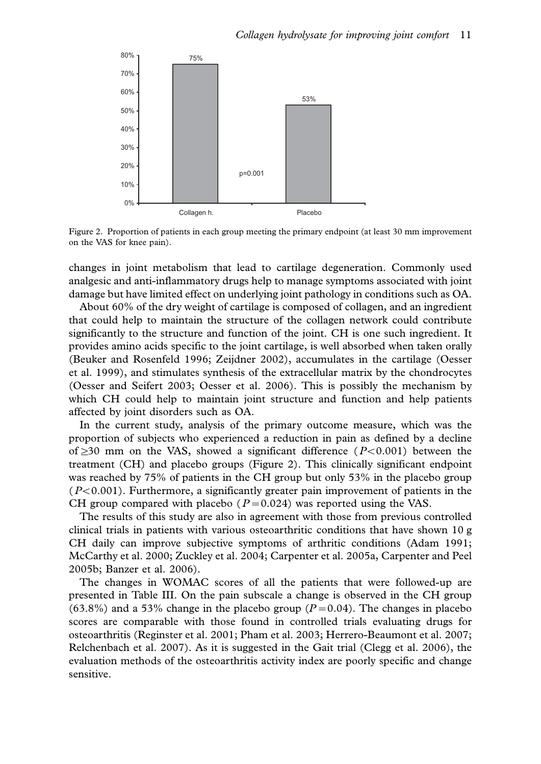Figure 2. Proportion of patients in each group meeting the primary endpoint (at least 30 mm improvement on the VAS for knee pain).

changes in joint metabolism that lead to cartilage degeneration. Commonly used analgesic and anti-inflammatory drugs help to manage symptoms associated with joint damage but have limited effect on underlying joint pathology in conditions such as OA.

About 60% of the dry weight of cartilage is composed of collagen, and an ingredient that could help to maintain the structure of the collagen network could contribute significantly to the structure and function of the joint. CH is one such ingredient. It provides amino acids specific to the joint cartilage, is well absorbed when taken orally (Beuker and Rosenfeld 1996; Zeijdner 2002), accumulates in the cartilage (Oesser et al. 1999), and stimulates synthesis of the extracellular matrix by the chondrocytes (Oesser and Seifert 2003; Oesser et al. 2006). This is possibly the mechanism by which CH could help to maintain joint structure and function and help patients affected by joint disorders such as OA.

In the current study, analysis of the primary outcome measure, which was the proportion of subjects who experienced a reduction in pain as defined by a decline of ≥30 mm on the VAS, showed a significant difference ($P<0.001$) between the treatment (CH) and placebo groups (Figure 2). This clinically significant endpoint was reached by 75% of patients in the CH group but only 53% in the placebo group ($P<0.001$). Furthermore, a significantly greater pain improvement of patients in the CH group compared with placebo ($P=0.024$) was reported using the VAS.

The results of this study are also in agreement with those from previous controlled clinical trials in patients with various osteoarthritic conditions that have shown 10 g CH daily can improve subjective symptoms of arthritic conditions (Adam 1991; McCarthy et al. 2000; Zuckley et al. 2004; Carpenter et al. 2005a, Carpenter and Peel 2005b; Banzer et al. 2006).

The changes in WOMAC scores of all the patients that were followed-up are presented in Table III. On the pain subscale a change is observed in the CH group (63.8%) and a 53% change in the placebo group ($P=0.04$). The changes in placebo scores are comparable with those found in controlled trials evaluating drugs for osteoarthritis (Reginster et al. 2001; Pham et al. 2003; Herrero-Beaumont et al. 2007; Relchenbach et al. 2007). As it is suggested in the Gait trial (Clegg et al. 2006), the evaluation methods of the osteoarthritis activity index are poorly specific and change sensitive.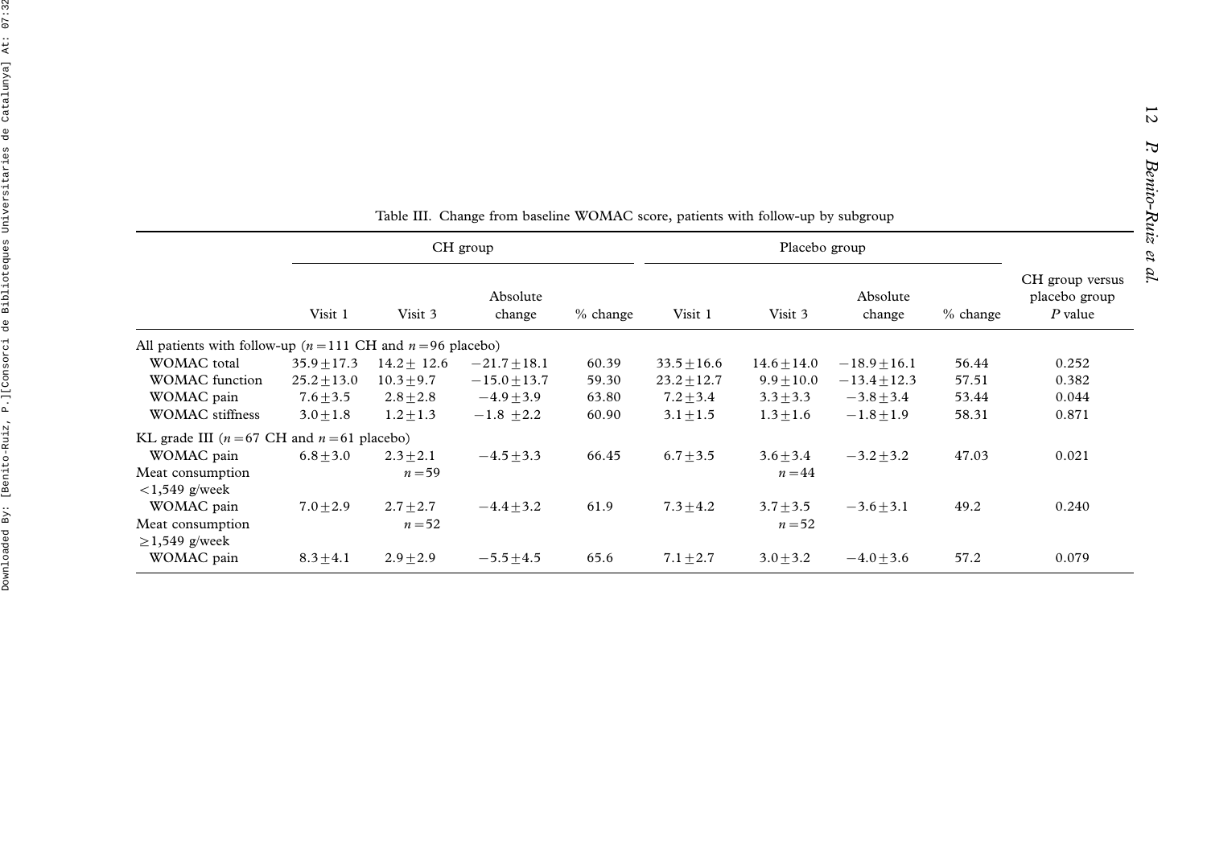Table III. Change from baseline WOMAC score, patients with follow-up by subgroup

| | CH group | | | | Placebo group | | | | CH group versus placebo group |
|---|---|---|---|---|---|---|---|---|---|
| | Visit 1 | Visit 3 | Absolute change | % change | Visit 1 | Visit 3 | Absolute change | % change | *P* value |
| All patients with follow-up ($n = 111$ CH and $n = 96$ placebo) | | | | | | | | | |
| WOMAC total | 35.9 ± 17.3 | 14.2 ± 12.6 | −21.7 ± 18.1 | 60.39 | 33.5 ± 16.6 | 14.6 ± 14.0 | −18.9 ± 16.1 | 56.44 | 0.252 |
| WOMAC function | 25.2 ± 13.0 | 10.3 ± 9.7 | −15.0 ± 13.7 | 59.30 | 23.2 ± 12.7 | 9.9 ± 10.0 | −13.4 ± 12.3 | 57.51 | 0.382 |
| WOMAC pain | 7.6 ± 3.5 | 2.8 ± 2.8 | −4.9 ± 3.9 | 63.80 | 7.2 ± 3.4 | 3.3 ± 3.3 | −3.8 ± 3.4 | 53.44 | 0.044 |
| WOMAC stiffness | 3.0 ± 1.8 | 1.2 ± 1.3 | −1.8 ± 2.2 | 60.90 | 3.1 ± 1.5 | 1.3 ± 1.6 | −1.8 ± 1.9 | 58.31 | 0.871 |
| KL grade III ($n = 67$ CH and $n = 61$ placebo) | | | | | | | | | |
| WOMAC pain | 6.8 ± 3.0 | 2.3 ± 2.1 | −4.5 ± 3.3 | 66.45 | 6.7 ± 3.5 | 3.6 ± 3.4 | −3.2 ± 3.2 | 47.03 | 0.021 |
| Meat consumption <1,549 g/week | | $n = 59$ | | | | $n = 44$ | | | |
| WOMAC pain | 7.0 ± 2.9 | 2.7 ± 2.7 | −4.4 ± 3.2 | 61.9 | 7.3 ± 4.2 | 3.7 ± 3.5 | −3.6 ± 3.1 | 49.2 | 0.240 |
| Meat consumption ≥1,549 g/week | | $n = 52$ | | | | $n = 52$ | | | |
| WOMAC pain | 8.3 ± 4.1 | 2.9 ± 2.9 | −5.5 ± 4.5 | 65.6 | 7.1 ± 2.7 | 3.0 ± 3.2 | −4.0 ± 3.6 | 57.2 | 0.079 |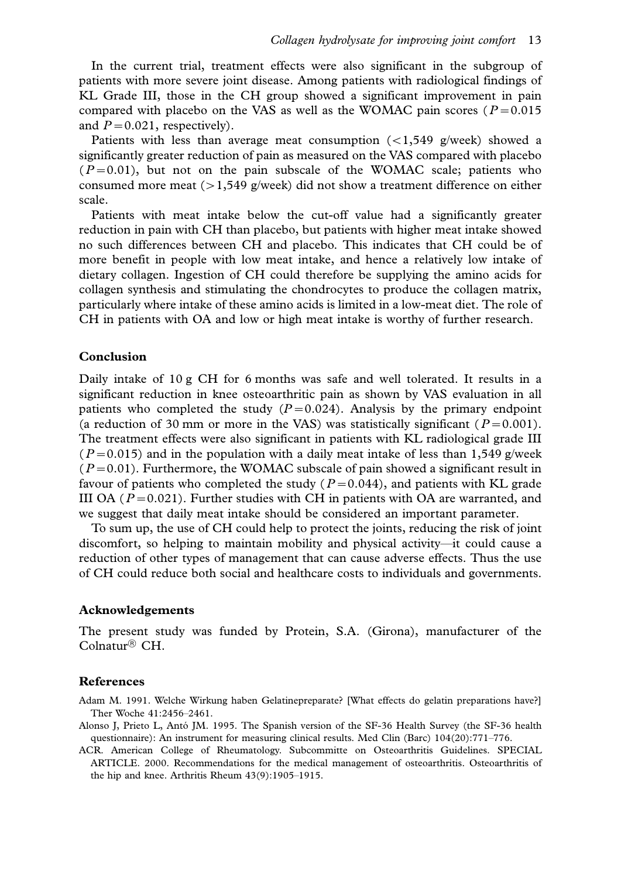In the current trial, treatment effects were also significant in the subgroup of patients with more severe joint disease. Among patients with radiological findings of KL Grade III, those in the CH group showed a significant improvement in pain compared with placebo on the VAS as well as the WOMAC pain scores ($P=0.015$ and $P=0.021$, respectively).

Patients with less than average meat consumption (<1,549 g/week) showed a significantly greater reduction of pain as measured on the VAS compared with placebo ($P=0.01$), but not on the pain subscale of the WOMAC scale; patients who consumed more meat (>1,549 g/week) did not show a treatment difference on either scale.

Patients with meat intake below the cut-off value had a significantly greater reduction in pain with CH than placebo, but patients with higher meat intake showed no such differences between CH and placebo. This indicates that CH could be of more benefit in people with low meat intake, and hence a relatively low intake of dietary collagen. Ingestion of CH could therefore be supplying the amino acids for collagen synthesis and stimulating the chondrocytes to produce the collagen matrix, particularly where intake of these amino acids is limited in a low-meat diet. The role of CH in patients with OA and low or high meat intake is worthy of further research.

## Conclusion

Daily intake of 10 g CH for 6 months was safe and well tolerated. It results in a significant reduction in knee osteoarthritic pain as shown by VAS evaluation in all patients who completed the study ($P=0.024$). Analysis by the primary endpoint (a reduction of 30 mm or more in the VAS) was statistically significant ($P=0.001$). The treatment effects were also significant in patients with KL radiological grade III ($P=0.015$) and in the population with a daily meat intake of less than 1,549 g/week ($P=0.01$). Furthermore, the WOMAC subscale of pain showed a significant result in favour of patients who completed the study ($P=0.044$), and patients with KL grade III OA ($P=0.021$). Further studies with CH in patients with OA are warranted, and we suggest that daily meat intake should be considered an important parameter.

To sum up, the use of CH could help to protect the joints, reducing the risk of joint discomfort, so helping to maintain mobility and physical activity—it could cause a reduction of other types of management that can cause adverse effects. Thus the use of CH could reduce both social and healthcare costs to individuals and governments.

## Acknowledgements

The present study was funded by Protein, S.A. (Girona), manufacturer of the Colnatur® CH.

## References

Adam M. 1991. Welche Wirkung haben Gelatinepreparate? [What effects do gelatin preparations have?] Ther Woche 41:2456–2461.

Alonso J, Prieto L, Antó JM. 1995. The Spanish version of the SF-36 Health Survey (the SF-36 health questionnaire): An instrument for measuring clinical results. Med Clin (Barc) 104(20):771–776.

ACR. American College of Rheumatology. Subcommitte on Osteoarthritis Guidelines. SPECIAL ARTICLE. 2000. Recommendations for the medical management of osteoarthritis. Osteoarthritis of the hip and knee. Arthritis Rheum 43(9):1905–1915.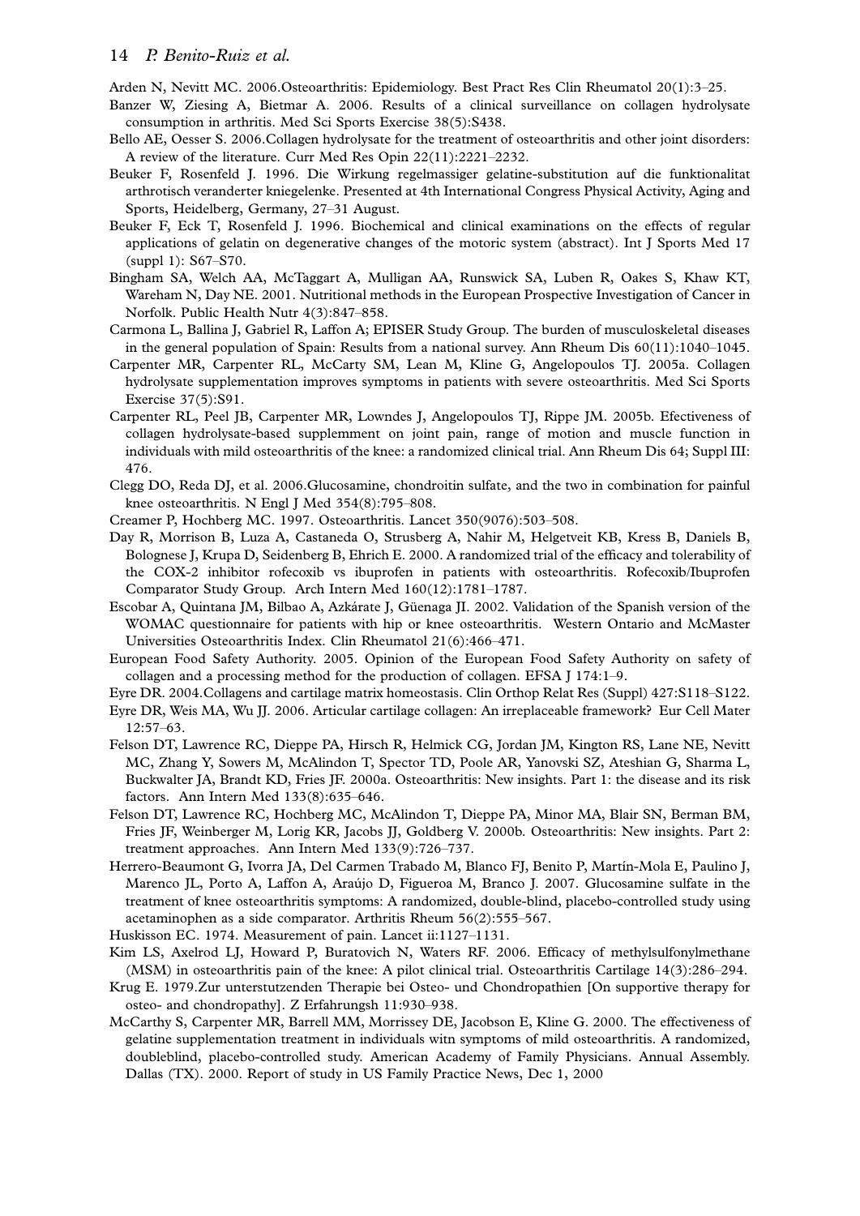Arden N, Nevitt MC. 2006.Osteoarthritis: Epidemiology. Best Pract Res Clin Rheumatol 20(1):3–25.

Banzer W, Ziesing A, Bietmar A. 2006. Results of a clinical surveillance on collagen hydrolysate consumption in arthritis. Med Sci Sports Exercise 38(5):S438.

Bello AE, Oesser S. 2006.Collagen hydrolysate for the treatment of osteoarthritis and other joint disorders: A review of the literature. Curr Med Res Opin 22(11):2221–2232.

Beuker F, Rosenfeld J. 1996. Die Wirkung regelmassiger gelatine-substitution auf die funktionalitat arthrotisch veranderter kniegelenke. Presented at 4th International Congress Physical Activity, Aging and Sports, Heidelberg, Germany, 27–31 August.

Beuker F, Eck T, Rosenfeld J. 1996. Biochemical and clinical examinations on the effects of regular applications of gelatin on degenerative changes of the motoric system (abstract). Int J Sports Med 17 (suppl 1): S67–S70.

Bingham SA, Welch AA, McTaggart A, Mulligan AA, Runswick SA, Luben R, Oakes S, Khaw KT, Wareham N, Day NE. 2001. Nutritional methods in the European Prospective Investigation of Cancer in Norfolk. Public Health Nutr 4(3):847–858.

Carmona L, Ballina J, Gabriel R, Laffon A; EPISER Study Group. The burden of musculoskeletal diseases in the general population of Spain: Results from a national survey. Ann Rheum Dis 60(11):1040–1045.

Carpenter MR, Carpenter RL, McCarty SM, Lean M, Kline G, Angelopoulos TJ. 2005a. Collagen hydrolysate supplementation improves symptoms in patients with severe osteoarthritis. Med Sci Sports Exercise 37(5):S91.

Carpenter RL, Peel JB, Carpenter MR, Lowndes J, Angelopoulos TJ, Rippe JM. 2005b. Efectiveness of collagen hydrolysate-based supplemment on joint pain, range of motion and muscle function in individuals with mild osteoarthritis of the knee: a randomized clinical trial. Ann Rheum Dis 64; Suppl III: 476.

Clegg DO, Reda DJ, et al. 2006.Glucosamine, chondroitin sulfate, and the two in combination for painful knee osteoarthritis. N Engl J Med 354(8):795–808.

Creamer P, Hochberg MC. 1997. Osteoarthritis. Lancet 350(9076):503–508.

Day R, Morrison B, Luza A, Castaneda O, Strusberg A, Nahir M, Helgetveit KB, Kress B, Daniels B, Bolognese J, Krupa D, Seidenberg B, Ehrich E. 2000. A randomized trial of the efficacy and tolerability of the COX-2 inhibitor rofecoxib vs ibuprofen in patients with osteoarthritis. Rofecoxib/Ibuprofen Comparator Study Group. Arch Intern Med 160(12):1781–1787.

Escobar A, Quintana JM, Bilbao A, Azkárate J, Güenaga JI. 2002. Validation of the Spanish version of the WOMAC questionnaire for patients with hip or knee osteoarthritis. Western Ontario and McMaster Universities Osteoarthritis Index. Clin Rheumatol 21(6):466–471.

European Food Safety Authority. 2005. Opinion of the European Food Safety Authority on safety of collagen and a processing method for the production of collagen. EFSA J 174:1–9.

Eyre DR. 2004.Collagens and cartilage matrix homeostasis. Clin Orthop Relat Res (Suppl) 427:S118–S122.

Eyre DR, Weis MA, Wu JJ. 2006. Articular cartilage collagen: An irreplaceable framework? Eur Cell Mater 12:57–63.

Felson DT, Lawrence RC, Dieppe PA, Hirsch R, Helmick CG, Jordan JM, Kington RS, Lane NE, Nevitt MC, Zhang Y, Sowers M, McAlindon T, Spector TD, Poole AR, Yanovski SZ, Ateshian G, Sharma L, Buckwalter JA, Brandt KD, Fries JF. 2000a. Osteoarthritis: New insights. Part 1: the disease and its risk factors. Ann Intern Med 133(8):635–646.

Felson DT, Lawrence RC, Hochberg MC, McAlindon T, Dieppe PA, Minor MA, Blair SN, Berman BM, Fries JF, Weinberger M, Lorig KR, Jacobs JJ, Goldberg V. 2000b. Osteoarthritis: New insights. Part 2: treatment approaches. Ann Intern Med 133(9):726–737.

Herrero-Beaumont G, Ivorra JA, Del Carmen Trabado M, Blanco FJ, Benito P, Martín-Mola E, Paulino J, Marenco JL, Porto A, Laffon A, Araújo D, Figueroa M, Branco J. 2007. Glucosamine sulfate in the treatment of knee osteoarthritis symptoms: A randomized, double-blind, placebo-controlled study using acetaminophen as a side comparator. Arthritis Rheum 56(2):555–567.

Huskisson EC. 1974. Measurement of pain. Lancet ii:1127–1131.

Kim LS, Axelrod LJ, Howard P, Buratovich N, Waters RF. 2006. Efficacy of methylsulfonylmethane (MSM) in osteoarthritis pain of the knee: A pilot clinical trial. Osteoarthritis Cartilage 14(3):286–294.

Krug E. 1979.Zur unterstutzenden Therapie bei Osteo- und Chondropathien [On supportive therapy for osteo- and chondropathy]. Z Erfahrungsh 11:930–938.

McCarthy S, Carpenter MR, Barrell MM, Morrissey DE, Jacobson E, Kline G. 2000. The effectiveness of gelatine supplementation treatment in individuals witn symptoms of mild osteoarthritis. A randomized, doubleblind, placebo-controlled study. American Academy of Family Physicians. Annual Assembly. Dallas (TX). 2000. Report of study in US Family Practice News, Dec 1, 2000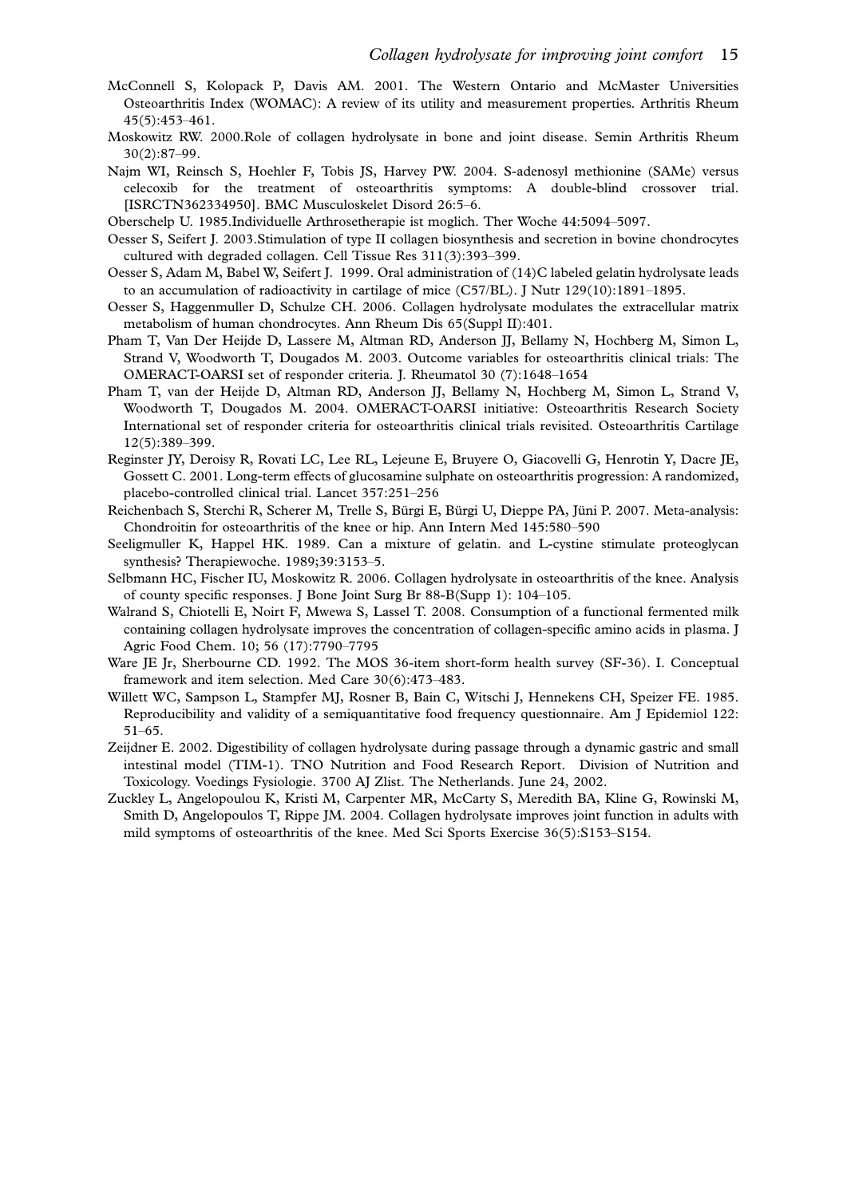McConnell S, Kolopack P, Davis AM. 2001. The Western Ontario and McMaster Universities Osteoarthritis Index (WOMAC): A review of its utility and measurement properties. Arthritis Rheum 45(5):453–461.

Moskowitz RW. 2000.Role of collagen hydrolysate in bone and joint disease. Semin Arthritis Rheum 30(2):87–99.

Najm WI, Reinsch S, Hoehler F, Tobis JS, Harvey PW. 2004. S-adenosyl methionine (SAMe) versus celecoxib for the treatment of osteoarthritis symptoms: A double-blind crossover trial. [ISRCTN362334950]. BMC Musculoskelet Disord 26:5–6.

Oberschelp U. 1985.Individuelle Arthrosetherapie ist moglich. Ther Woche 44:5094–5097.

Oesser S, Seifert J. 2003.Stimulation of type II collagen biosynthesis and secretion in bovine chondrocytes cultured with degraded collagen. Cell Tissue Res 311(3):393–399.

Oesser S, Adam M, Babel W, Seifert J. 1999. Oral administration of (14)C labeled gelatin hydrolysate leads to an accumulation of radioactivity in cartilage of mice (C57/BL). J Nutr 129(10):1891–1895.

Oesser S, Haggenmuller D, Schulze CH. 2006. Collagen hydrolysate modulates the extracellular matrix metabolism of human chondrocytes. Ann Rheum Dis 65(Suppl II):401.

Pham T, Van Der Heijde D, Lassere M, Altman RD, Anderson JJ, Bellamy N, Hochberg M, Simon L, Strand V, Woodworth T, Dougados M. 2003. Outcome variables for osteoarthritis clinical trials: The OMERACT-OARSI set of responder criteria. J. Rheumatol 30 (7):1648–1654

Pham T, van der Heijde D, Altman RD, Anderson JJ, Bellamy N, Hochberg M, Simon L, Strand V, Woodworth T, Dougados M. 2004. OMERACT-OARSI initiative: Osteoarthritis Research Society International set of responder criteria for osteoarthritis clinical trials revisited. Osteoarthritis Cartilage 12(5):389–399.

Reginster JY, Deroisy R, Rovati LC, Lee RL, Lejeune E, Bruyere O, Giacovelli G, Henrotin Y, Dacre JE, Gossett C. 2001. Long-term effects of glucosamine sulphate on osteoarthritis progression: A randomized, placebo-controlled clinical trial. Lancet 357:251–256

Reichenbach S, Sterchi R, Scherer M, Trelle S, Bürgi E, Bürgi U, Dieppe PA, Jüni P. 2007. Meta-analysis: Chondroitin for osteoarthritis of the knee or hip. Ann Intern Med 145:580–590

Seeligmuller K, Happel HK. 1989. Can a mixture of gelatin. and L-cystine stimulate proteoglycan synthesis? Therapiewoche. 1989;39:3153–5.

Selbmann HC, Fischer IU, Moskowitz R. 2006. Collagen hydrolysate in osteoarthritis of the knee. Analysis of county specific responses. J Bone Joint Surg Br 88-B(Supp 1): 104–105.

Walrand S, Chiotelli E, Noirt F, Mwewa S, Lassel T. 2008. Consumption of a functional fermented milk containing collagen hydrolysate improves the concentration of collagen-specific amino acids in plasma. J Agric Food Chem. 10; 56 (17):7790–7795

Ware JE Jr, Sherbourne CD. 1992. The MOS 36-item short-form health survey (SF-36). I. Conceptual framework and item selection. Med Care 30(6):473–483.

Willett WC, Sampson L, Stampfer MJ, Rosner B, Bain C, Witschi J, Hennekens CH, Speizer FE. 1985. Reproducibility and validity of a semiquantitative food frequency questionnaire. Am J Epidemiol 122: 51–65.

Zeijdner E. 2002. Digestibility of collagen hydrolysate during passage through a dynamic gastric and small intestinal model (TIM-1). TNO Nutrition and Food Research Report. Division of Nutrition and Toxicology. Voedings Fysiologie. 3700 AJ Zlist. The Netherlands. June 24, 2002.

Zuckley L, Angelopoulou K, Kristi M, Carpenter MR, McCarty S, Meredith BA, Kline G, Rowinski M, Smith D, Angelopoulos T, Rippe JM. 2004. Collagen hydrolysate improves joint function in adults with mild symptoms of osteoarthritis of the knee. Med Sci Sports Exercise 36(5):S153–S154.